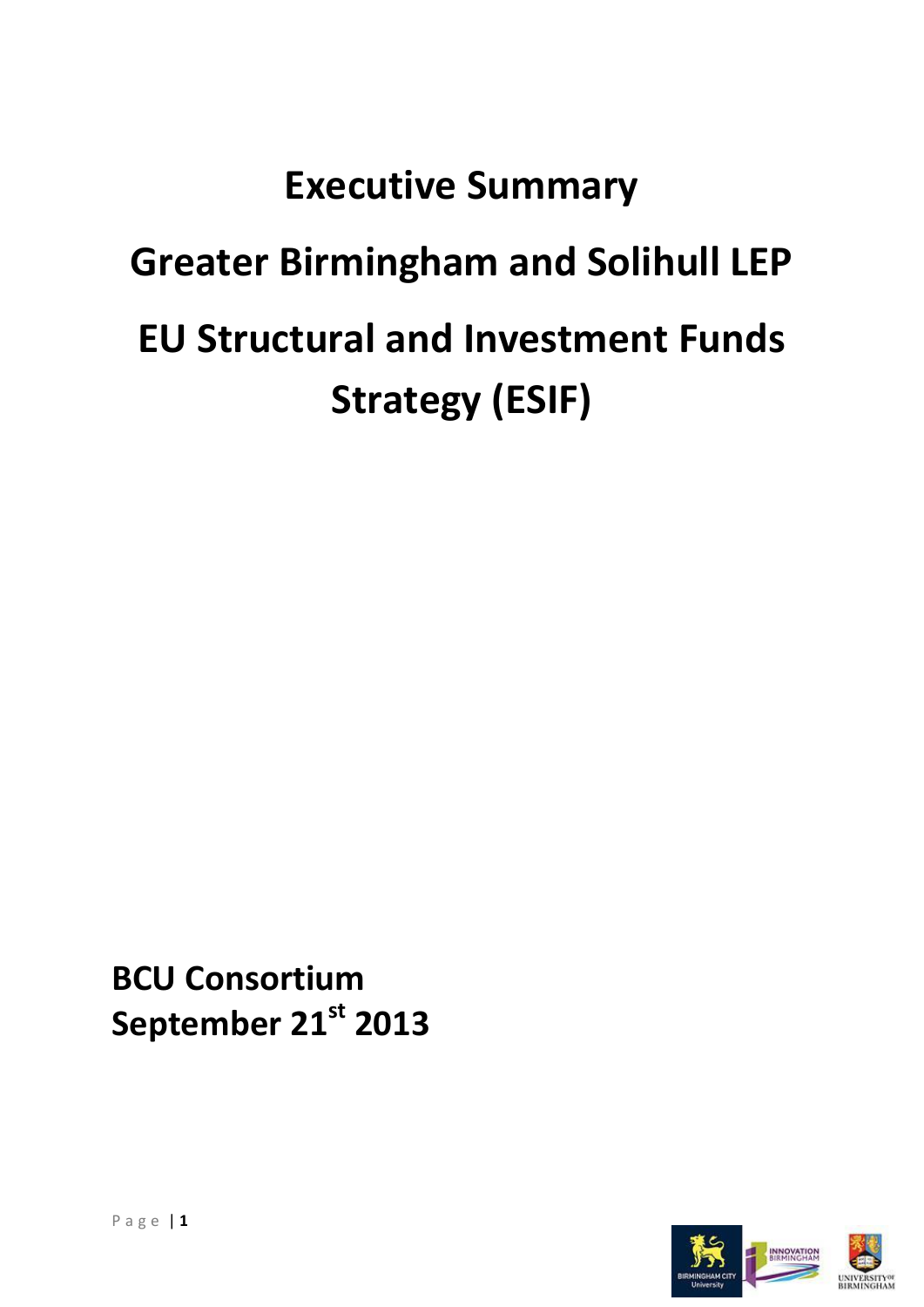# Executive Summary

# Greater Birmingham and Solihull LEP

# EU Structural and Investment Funds Strategy (ESIF)

**BCU Consortium**
**September 21st 2013**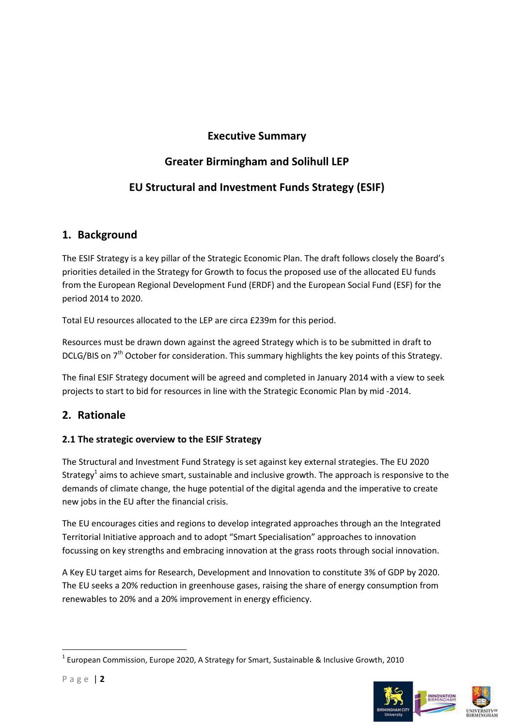# Executive Summary

# Greater Birmingham and Solihull LEP

# EU Structural and Investment Funds Strategy (ESIF)

## 1. Background

The ESIF Strategy is a key pillar of the Strategic Economic Plan. The draft follows closely the Board's priorities detailed in the Strategy for Growth to focus the proposed use of the allocated EU funds from the European Regional Development Fund (ERDF) and the European Social Fund (ESF) for the period 2014 to 2020.

Total EU resources allocated to the LEP are circa £239m for this period.

Resources must be drawn down against the agreed Strategy which is to be submitted in draft to DCLG/BIS on 7th October for consideration. This summary highlights the key points of this Strategy.

The final ESIF Strategy document will be agreed and completed in January 2014 with a view to seek projects to start to bid for resources in line with the Strategic Economic Plan by mid -2014.

## 2. Rationale

### 2.1 The strategic overview to the ESIF Strategy

The Structural and Investment Fund Strategy is set against key external strategies. The EU 2020 Strategy[1] aims to achieve smart, sustainable and inclusive growth. The approach is responsive to the demands of climate change, the huge potential of the digital agenda and the imperative to create new jobs in the EU after the financial crisis.

The EU encourages cities and regions to develop integrated approaches through an the Integrated Territorial Initiative approach and to adopt "Smart Specialisation" approaches to innovation focussing on key strengths and embracing innovation at the grass roots through social innovation.

A Key EU target aims for Research, Development and Innovation to constitute 3% of GDP by 2020. The EU seeks a 20% reduction in greenhouse gases, raising the share of energy consumption from renewables to 20% and a 20% improvement in energy efficiency.

---

[1] European Commission, Europe 2020, A Strategy for Smart, Sustainable & Inclusive Growth, 2010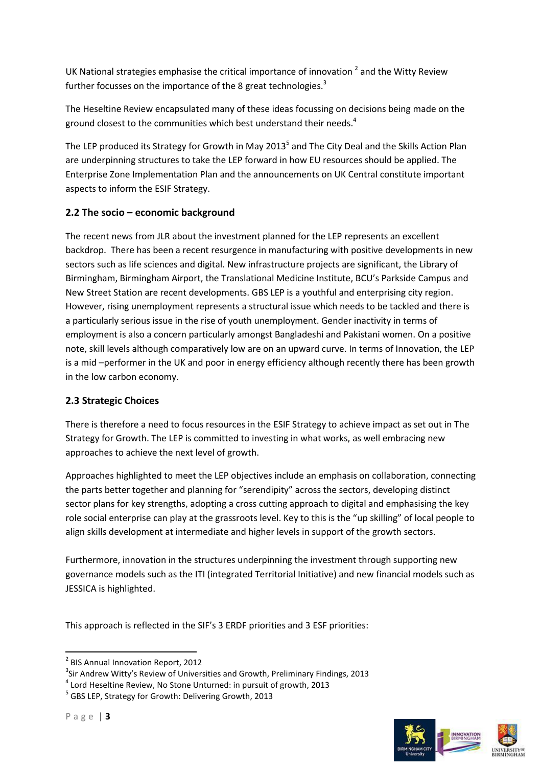UK National strategies emphasise the critical importance of innovation [2] and the Witty Review further focusses on the importance of the 8 great technologies.[3]

The Heseltine Review encapsulated many of these ideas focussing on decisions being made on the ground closest to the communities which best understand their needs.[4]

The LEP produced its Strategy for Growth in May 2013[5] and The City Deal and the Skills Action Plan are underpinning structures to take the LEP forward in how EU resources should be applied. The Enterprise Zone Implementation Plan and the announcements on UK Central constitute important aspects to inform the ESIF Strategy.

## 2.2 The socio – economic background

The recent news from JLR about the investment planned for the LEP represents an excellent backdrop. There has been a recent resurgence in manufacturing with positive developments in new sectors such as life sciences and digital. New infrastructure projects are significant, the Library of Birmingham, Birmingham Airport, the Translational Medicine Institute, BCU's Parkside Campus and New Street Station are recent developments. GBS LEP is a youthful and enterprising city region. However, rising unemployment represents a structural issue which needs to be tackled and there is a particularly serious issue in the rise of youth unemployment. Gender inactivity in terms of employment is also a concern particularly amongst Bangladeshi and Pakistani women. On a positive note, skill levels although comparatively low are on an upward curve. In terms of Innovation, the LEP is a mid –performer in the UK and poor in energy efficiency although recently there has been growth in the low carbon economy.

## 2.3 Strategic Choices

There is therefore a need to focus resources in the ESIF Strategy to achieve impact as set out in The Strategy for Growth. The LEP is committed to investing in what works, as well embracing new approaches to achieve the next level of growth.

Approaches highlighted to meet the LEP objectives include an emphasis on collaboration, connecting the parts better together and planning for "serendipity" across the sectors, developing distinct sector plans for key strengths, adopting a cross cutting approach to digital and emphasising the key role social enterprise can play at the grassroots level. Key to this is the "up skilling" of local people to align skills development at intermediate and higher levels in support of the growth sectors.

Furthermore, innovation in the structures underpinning the investment through supporting new governance models such as the ITI (integrated Territorial Initiative) and new financial models such as JESSICA is highlighted.

This approach is reflected in the SIF's 3 ERDF priorities and 3 ESF priorities:

---

[2] BIS Annual Innovation Report, 2012

[3] Sir Andrew Witty's Review of Universities and Growth, Preliminary Findings, 2013

[4] Lord Heseltine Review, No Stone Unturned: in pursuit of growth, 2013

[5] GBS LEP, Strategy for Growth: Delivering Growth, 2013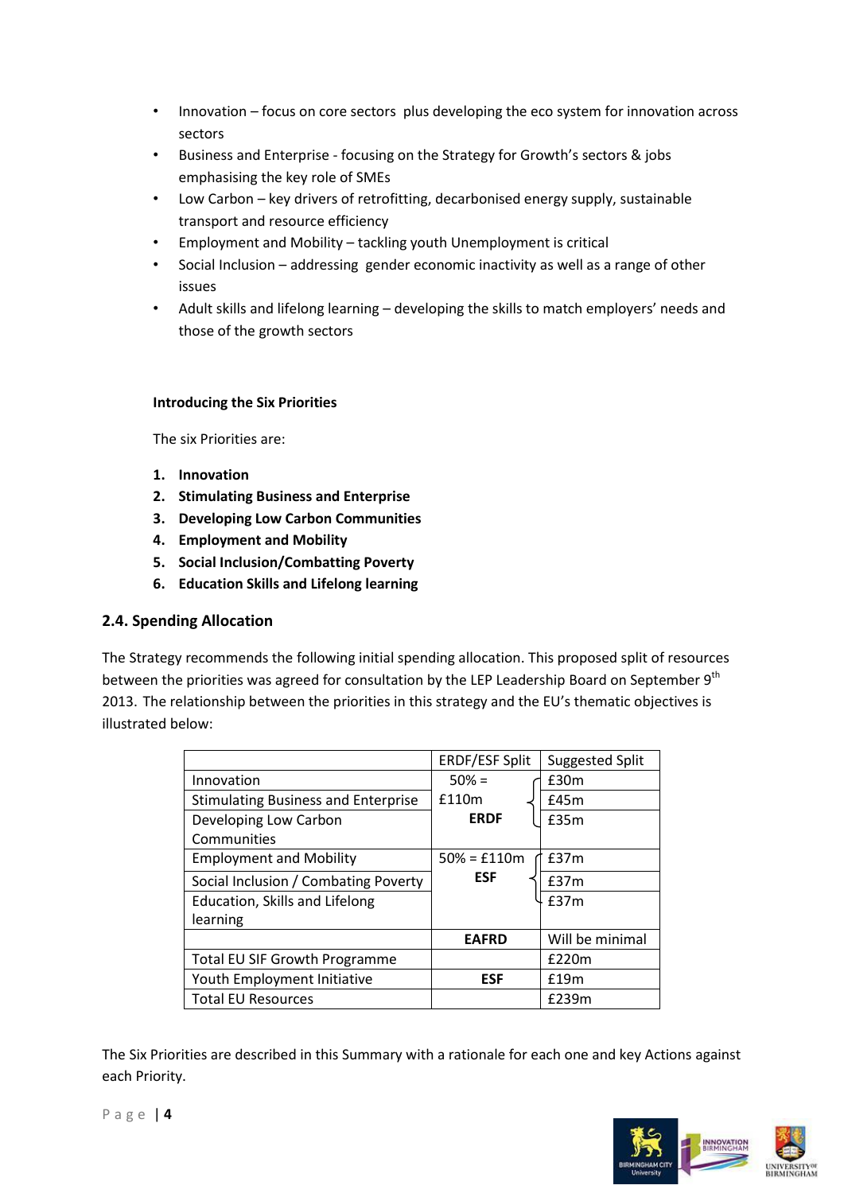- Innovation – focus on core sectors plus developing the eco system for innovation across sectors
- Business and Enterprise - focusing on the Strategy for Growth's sectors & jobs emphasising the key role of SMEs
- Low Carbon – key drivers of retrofitting, decarbonised energy supply, sustainable transport and resource efficiency
- Employment and Mobility – tackling youth Unemployment is critical
- Social Inclusion – addressing gender economic inactivity as well as a range of other issues
- Adult skills and lifelong learning – developing the skills to match employers' needs and those of the growth sectors

**Introducing the Six Priorities**

The six Priorities are:

1. **Innovation**
2. **Stimulating Business and Enterprise**
3. **Developing Low Carbon Communities**
4. **Employment and Mobility**
5. **Social Inclusion/Combatting Poverty**
6. **Education Skills and Lifelong learning**

## 2.4. Spending Allocation

The Strategy recommends the following initial spending allocation. This proposed split of resources between the priorities was agreed for consultation by the LEP Leadership Board on September 9th 2013. The relationship between the priorities in this strategy and the EU's thematic objectives is illustrated below:

| | ERDF/ESF Split | Suggested Split |
|---|---|---|
| Innovation | 50% = £110m **ERDF** | £30m |
| Stimulating Business and Enterprise | | £45m |
| Developing Low Carbon Communities | | £35m |
| Employment and Mobility | 50% = £110m **ESF** | £37m |
| Social Inclusion / Combating Poverty | | £37m |
| Education, Skills and Lifelong learning | | £37m |
| | **EAFRD** | Will be minimal |
| Total EU SIF Growth Programme | | £220m |
| Youth Employment Initiative | **ESF** | £19m |
| Total EU Resources | | £239m |

The Six Priorities are described in this Summary with a rationale for each one and key Actions against each Priority.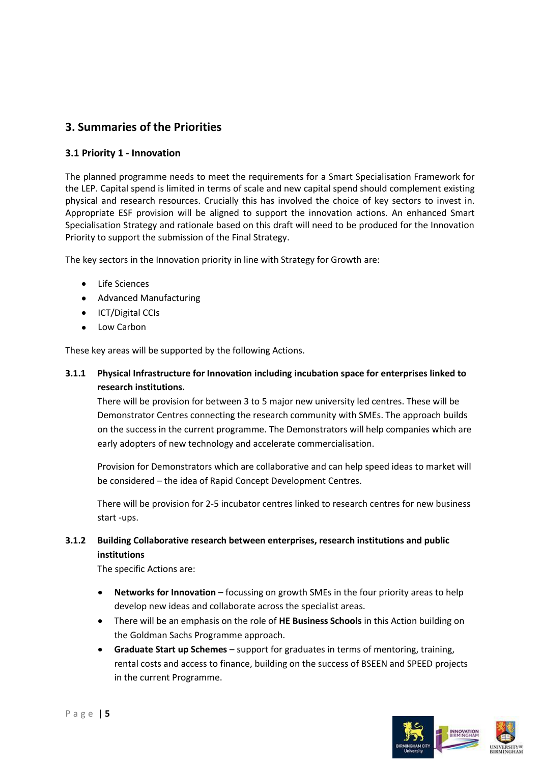## 3. Summaries of the Priorities

### 3.1 Priority 1 - Innovation

The planned programme needs to meet the requirements for a Smart Specialisation Framework for the LEP. Capital spend is limited in terms of scale and new capital spend should complement existing physical and research resources. Crucially this has involved the choice of key sectors to invest in. Appropriate ESF provision will be aligned to support the innovation actions. An enhanced Smart Specialisation Strategy and rationale based on this draft will need to be produced for the Innovation Priority to support the submission of the Final Strategy.

The key sectors in the Innovation priority in line with Strategy for Growth are:

- Life Sciences
- Advanced Manufacturing
- ICT/Digital CCIs
- Low Carbon

These key areas will be supported by the following Actions.

#### 3.1.1 Physical Infrastructure for Innovation including incubation space for enterprises linked to research institutions.

There will be provision for between 3 to 5 major new university led centres. These will be Demonstrator Centres connecting the research community with SMEs. The approach builds on the success in the current programme. The Demonstrators will help companies which are early adopters of new technology and accelerate commercialisation.

Provision for Demonstrators which are collaborative and can help speed ideas to market will be considered – the idea of Rapid Concept Development Centres.

There will be provision for 2-5 incubator centres linked to research centres for new business start -ups.

#### 3.1.2 Building Collaborative research between enterprises, research institutions and public institutions

The specific Actions are:

- **Networks for Innovation** – focussing on growth SMEs in the four priority areas to help develop new ideas and collaborate across the specialist areas.
- There will be an emphasis on the role of **HE Business Schools** in this Action building on the Goldman Sachs Programme approach.
- **Graduate Start up Schemes** – support for graduates in terms of mentoring, training, rental costs and access to finance, building on the success of BSEEN and SPEED projects in the current Programme.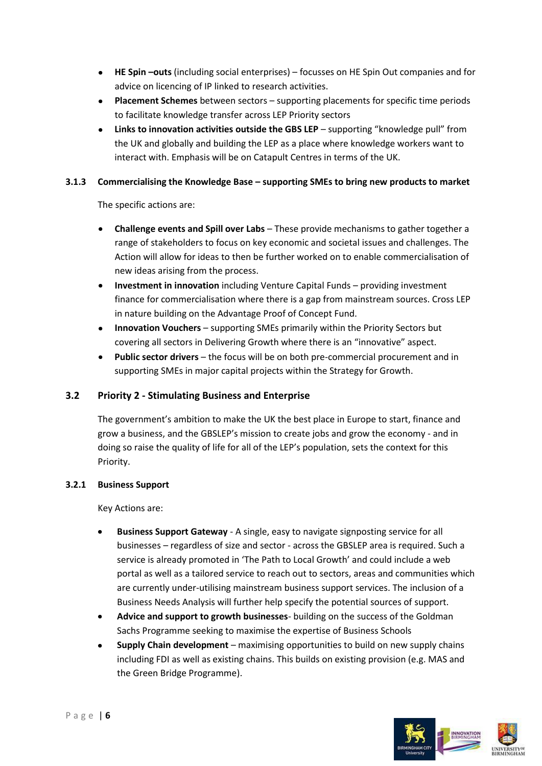- **HE Spin –outs** (including social enterprises) – focusses on HE Spin Out companies and for advice on licencing of IP linked to research activities.
- **Placement Schemes** between sectors – supporting placements for specific time periods to facilitate knowledge transfer across LEP Priority sectors
- **Links to innovation activities outside the GBS LEP** – supporting "knowledge pull" from the UK and globally and building the LEP as a place where knowledge workers want to interact with. Emphasis will be on Catapult Centres in terms of the UK.

#### 3.1.3 Commercialising the Knowledge Base – supporting SMEs to bring new products to market

The specific actions are:

- **Challenge events and Spill over Labs** – These provide mechanisms to gather together a range of stakeholders to focus on key economic and societal issues and challenges. The Action will allow for ideas to then be further worked on to enable commercialisation of new ideas arising from the process.
- **Investment in innovation** including Venture Capital Funds – providing investment finance for commercialisation where there is a gap from mainstream sources. Cross LEP in nature building on the Advantage Proof of Concept Fund.
- **Innovation Vouchers** – supporting SMEs primarily within the Priority Sectors but covering all sectors in Delivering Growth where there is an "innovative" aspect.
- **Public sector drivers** – the focus will be on both pre-commercial procurement and in supporting SMEs in major capital projects within the Strategy for Growth.

### 3.2 Priority 2 - Stimulating Business and Enterprise

The government's ambition to make the UK the best place in Europe to start, finance and grow a business, and the GBSLEP's mission to create jobs and grow the economy - and in doing so raise the quality of life for all of the LEP's population, sets the context for this Priority.

#### 3.2.1 Business Support

Key Actions are:

- **Business Support Gateway** - A single, easy to navigate signposting service for all businesses – regardless of size and sector - across the GBSLEP area is required. Such a service is already promoted in 'The Path to Local Growth' and could include a web portal as well as a tailored service to reach out to sectors, areas and communities which are currently under-utilising mainstream business support services. The inclusion of a Business Needs Analysis will further help specify the potential sources of support.
- **Advice and support to growth businesses**- building on the success of the Goldman Sachs Programme seeking to maximise the expertise of Business Schools
- **Supply Chain development** – maximising opportunities to build on new supply chains including FDI as well as existing chains. This builds on existing provision (e.g. MAS and the Green Bridge Programme).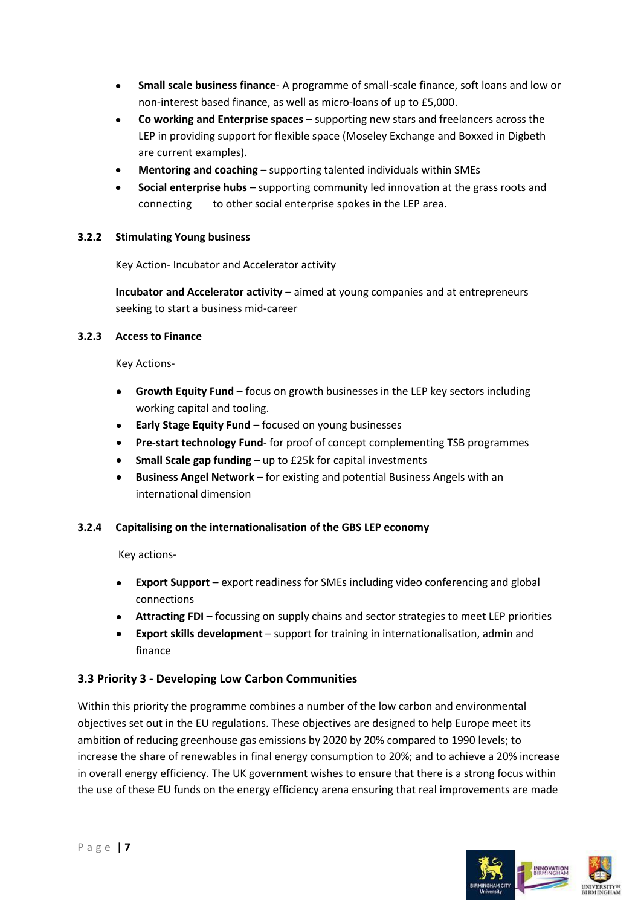- **Small scale business finance**- A programme of small-scale finance, soft loans and low or non-interest based finance, as well as micro-loans of up to £5,000.
- **Co working and Enterprise spaces** – supporting new stars and freelancers across the LEP in providing support for flexible space (Moseley Exchange and Boxxed in Digbeth are current examples).
- **Mentoring and coaching** – supporting talented individuals within SMEs
- **Social enterprise hubs** – supporting community led innovation at the grass roots and connecting to other social enterprise spokes in the LEP area.

#### 3.2.2 Stimulating Young business

Key Action- Incubator and Accelerator activity

**Incubator and Accelerator activity** – aimed at young companies and at entrepreneurs seeking to start a business mid-career

#### 3.2.3 Access to Finance

Key Actions-

- **Growth Equity Fund** – focus on growth businesses in the LEP key sectors including working capital and tooling.
- **Early Stage Equity Fund** – focused on young businesses
- **Pre-start technology Fund**- for proof of concept complementing TSB programmes
- **Small Scale gap funding** – up to £25k for capital investments
- **Business Angel Network** – for existing and potential Business Angels with an international dimension

#### 3.2.4 Capitalising on the internationalisation of the GBS LEP economy

Key actions-

- **Export Support** – export readiness for SMEs including video conferencing and global connections
- **Attracting FDI** – focussing on supply chains and sector strategies to meet LEP priorities
- **Export skills development** – support for training in internationalisation, admin and finance

### 3.3 Priority 3 - Developing Low Carbon Communities

Within this priority the programme combines a number of the low carbon and environmental objectives set out in the EU regulations. These objectives are designed to help Europe meet its ambition of reducing greenhouse gas emissions by 2020 by 20% compared to 1990 levels; to increase the share of renewables in final energy consumption to 20%; and to achieve a 20% increase in overall energy efficiency. The UK government wishes to ensure that there is a strong focus within the use of these EU funds on the energy efficiency arena ensuring that real improvements are made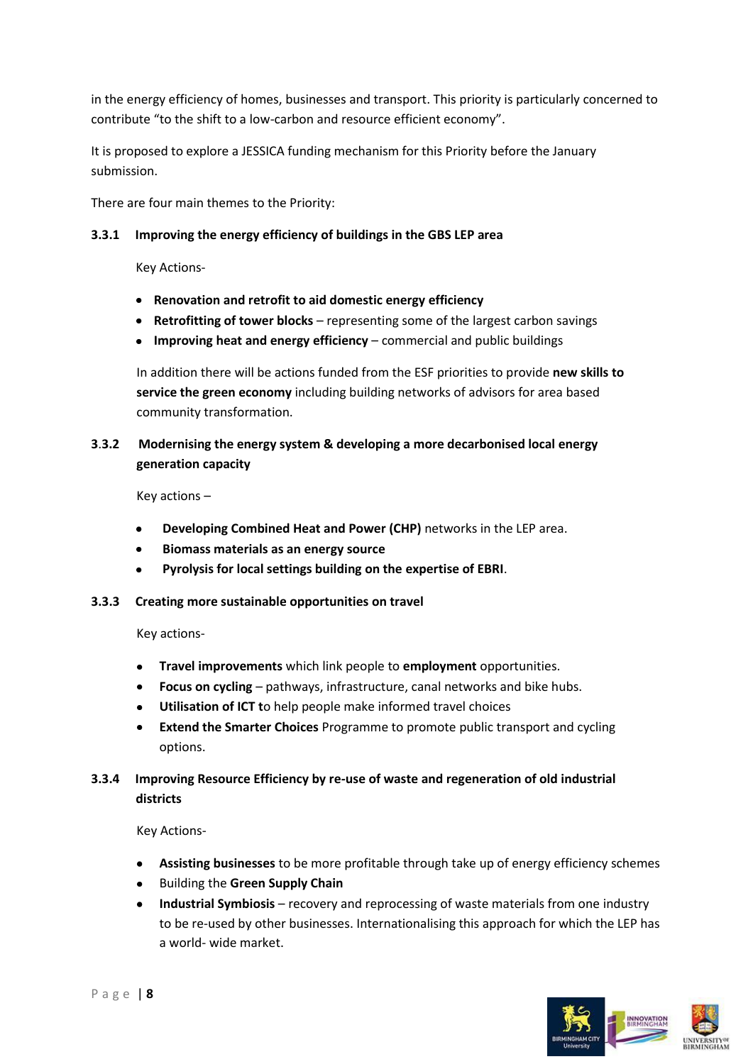in the energy efficiency of homes, businesses and transport. This priority is particularly concerned to contribute "to the shift to a low-carbon and resource efficient economy".

It is proposed to explore a JESSICA funding mechanism for this Priority before the January submission.

There are four main themes to the Priority:

### 3.3.1 Improving the energy efficiency of buildings in the GBS LEP area

Key Actions-

- **Renovation and retrofit to aid domestic energy efficiency**
- **Retrofitting of tower blocks** – representing some of the largest carbon savings
- **Improving heat and energy efficiency** – commercial and public buildings

In addition there will be actions funded from the ESF priorities to provide **new skills to service the green economy** including building networks of advisors for area based community transformation.

### 3.3.2 Modernising the energy system & developing a more decarbonised local energy generation capacity

Key actions –

- **Developing Combined Heat and Power (CHP)** networks in the LEP area.
- **Biomass materials as an energy source**
- **Pyrolysis for local settings building on the expertise of EBRI**.

### 3.3.3 Creating more sustainable opportunities on travel

Key actions-

- **Travel improvements** which link people to **employment** opportunities.
- **Focus on cycling** – pathways, infrastructure, canal networks and bike hubs.
- **Utilisation of ICT t**o help people make informed travel choices
- **Extend the Smarter Choices** Programme to promote public transport and cycling options.

### 3.3.4 Improving Resource Efficiency by re-use of waste and regeneration of old industrial districts

Key Actions-

- **Assisting businesses** to be more profitable through take up of energy efficiency schemes
- Building the **Green Supply Chain**
- **Industrial Symbiosis** – recovery and reprocessing of waste materials from one industry to be re-used by other businesses. Internationalising this approach for which the LEP has a world- wide market.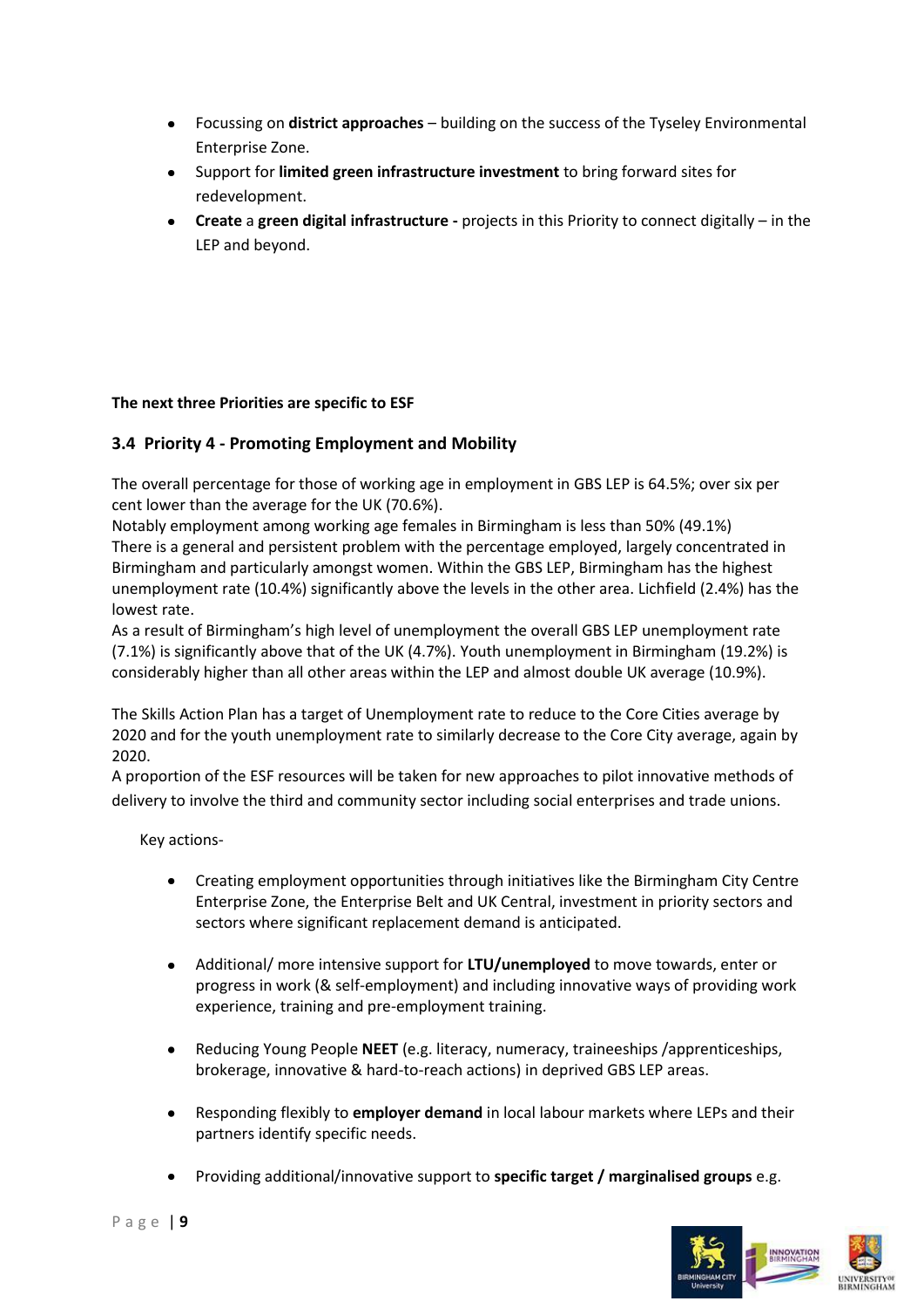- Focussing on **district approaches** – building on the success of the Tyseley Environmental Enterprise Zone.
- Support for **limited green infrastructure investment** to bring forward sites for redevelopment.
- **Create** a **green digital infrastructure -** projects in this Priority to connect digitally – in the LEP and beyond.

**The next three Priorities are specific to ESF**

### 3.4 Priority 4 - Promoting Employment and Mobility

The overall percentage for those of working age in employment in GBS LEP is 64.5%; over six per cent lower than the average for the UK (70.6%).
Notably employment among working age females in Birmingham is less than 50% (49.1%)
There is a general and persistent problem with the percentage employed, largely concentrated in Birmingham and particularly amongst women. Within the GBS LEP, Birmingham has the highest unemployment rate (10.4%) significantly above the levels in the other area. Lichfield (2.4%) has the lowest rate.
As a result of Birmingham's high level of unemployment the overall GBS LEP unemployment rate (7.1%) is significantly above that of the UK (4.7%). Youth unemployment in Birmingham (19.2%) is considerably higher than all other areas within the LEP and almost double UK average (10.9%).

The Skills Action Plan has a target of Unemployment rate to reduce to the Core Cities average by 2020 and for the youth unemployment rate to similarly decrease to the Core City average, again by 2020.
A proportion of the ESF resources will be taken for new approaches to pilot innovative methods of delivery to involve the third and community sector including social enterprises and trade unions.

Key actions-

- Creating employment opportunities through initiatives like the Birmingham City Centre Enterprise Zone, the Enterprise Belt and UK Central, investment in priority sectors and sectors where significant replacement demand is anticipated.

- Additional/ more intensive support for **LTU/unemployed** to move towards, enter or progress in work (& self-employment) and including innovative ways of providing work experience, training and pre-employment training.

- Reducing Young People **NEET** (e.g. literacy, numeracy, traineeships /apprenticeships, brokerage, innovative & hard-to-reach actions) in deprived GBS LEP areas.

- Responding flexibly to **employer demand** in local labour markets where LEPs and their partners identify specific needs.

- Providing additional/innovative support to **specific target / marginalised groups** e.g.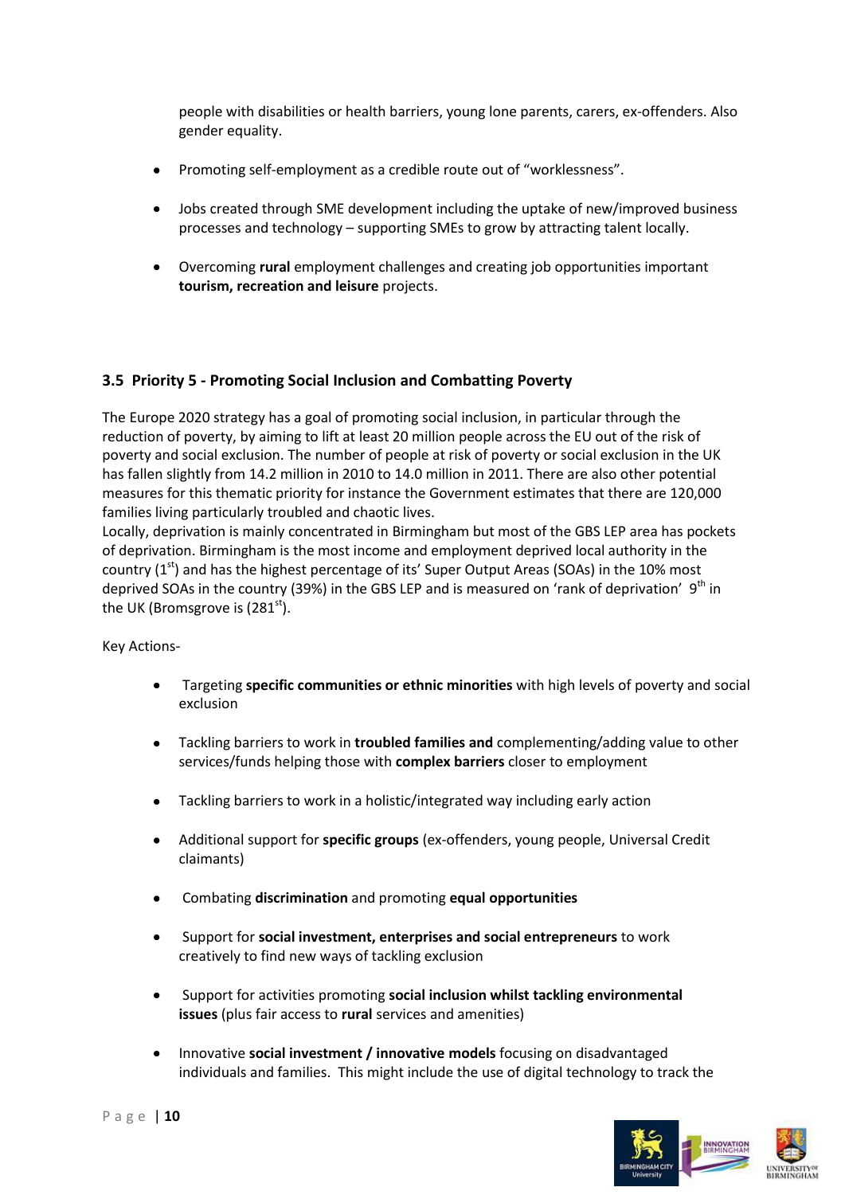people with disabilities or health barriers, young lone parents, carers, ex-offenders. Also gender equality.

- Promoting self-employment as a credible route out of "worklessness".
- Jobs created through SME development including the uptake of new/improved business processes and technology – supporting SMEs to grow by attracting talent locally.
- Overcoming **rural** employment challenges and creating job opportunities important **tourism, recreation and leisure** projects.

### 3.5 Priority 5 - Promoting Social Inclusion and Combatting Poverty

The Europe 2020 strategy has a goal of promoting social inclusion, in particular through the reduction of poverty, by aiming to lift at least 20 million people across the EU out of the risk of poverty and social exclusion. The number of people at risk of poverty or social exclusion in the UK has fallen slightly from 14.2 million in 2010 to 14.0 million in 2011. There are also other potential measures for this thematic priority for instance the Government estimates that there are 120,000 families living particularly troubled and chaotic lives.

Locally, deprivation is mainly concentrated in Birmingham but most of the GBS LEP area has pockets of deprivation. Birmingham is the most income and employment deprived local authority in the country (1st) and has the highest percentage of its' Super Output Areas (SOAs) in the 10% most deprived SOAs in the country (39%) in the GBS LEP and is measured on 'rank of deprivation' 9th in the UK (Bromsgrove is (281st).

Key Actions-

- Targeting **specific communities or ethnic minorities** with high levels of poverty and social exclusion
- Tackling barriers to work in **troubled families and** complementing/adding value to other services/funds helping those with **complex barriers** closer to employment
- Tackling barriers to work in a holistic/integrated way including early action
- Additional support for **specific groups** (ex-offenders, young people, Universal Credit claimants)
- Combating **discrimination** and promoting **equal opportunities**
- Support for **social investment, enterprises and social entrepreneurs** to work creatively to find new ways of tackling exclusion
- Support for activities promoting **social inclusion whilst tackling environmental issues** (plus fair access to **rural** services and amenities)
- Innovative **social investment / innovative models** focusing on disadvantaged individuals and families. This might include the use of digital technology to track the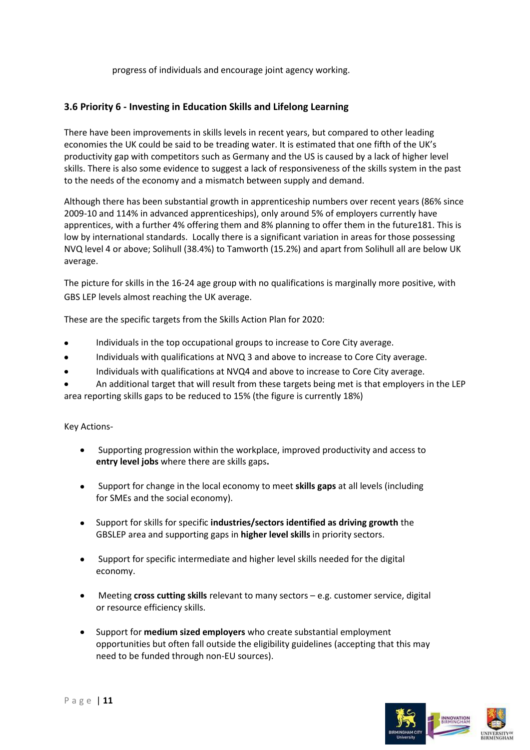progress of individuals and encourage joint agency working.

### 3.6 Priority 6 - Investing in Education Skills and Lifelong Learning

There have been improvements in skills levels in recent years, but compared to other leading economies the UK could be said to be treading water. It is estimated that one fifth of the UK's productivity gap with competitors such as Germany and the US is caused by a lack of higher level skills. There is also some evidence to suggest a lack of responsiveness of the skills system in the past to the needs of the economy and a mismatch between supply and demand.

Although there has been substantial growth in apprenticeship numbers over recent years (86% since 2009-10 and 114% in advanced apprenticeships), only around 5% of employers currently have apprentices, with a further 4% offering them and 8% planning to offer them in the future181. This is low by international standards. Locally there is a significant variation in areas for those possessing NVQ level 4 or above; Solihull (38.4%) to Tamworth (15.2%) and apart from Solihull all are below UK average.

The picture for skills in the 16-24 age group with no qualifications is marginally more positive, with GBS LEP levels almost reaching the UK average.

These are the specific targets from the Skills Action Plan for 2020:

- Individuals in the top occupational groups to increase to Core City average.
- Individuals with qualifications at NVQ 3 and above to increase to Core City average.
- Individuals with qualifications at NVQ4 and above to increase to Core City average.
- An additional target that will result from these targets being met is that employers in the LEP area reporting skills gaps to be reduced to 15% (the figure is currently 18%)

Key Actions-

- Supporting progression within the workplace, improved productivity and access to **entry level jobs** where there are skills gaps**.**
- Support for change in the local economy to meet **skills gaps** at all levels (including for SMEs and the social economy).
- Support for skills for specific **industries/sectors identified as driving growth** the GBSLEP area and supporting gaps in **higher level skills** in priority sectors.
- Support for specific intermediate and higher level skills needed for the digital economy.
- Meeting **cross cutting skills** relevant to many sectors – e.g. customer service, digital or resource efficiency skills.
- Support for **medium sized employers** who create substantial employment opportunities but often fall outside the eligibility guidelines (accepting that this may need to be funded through non-EU sources).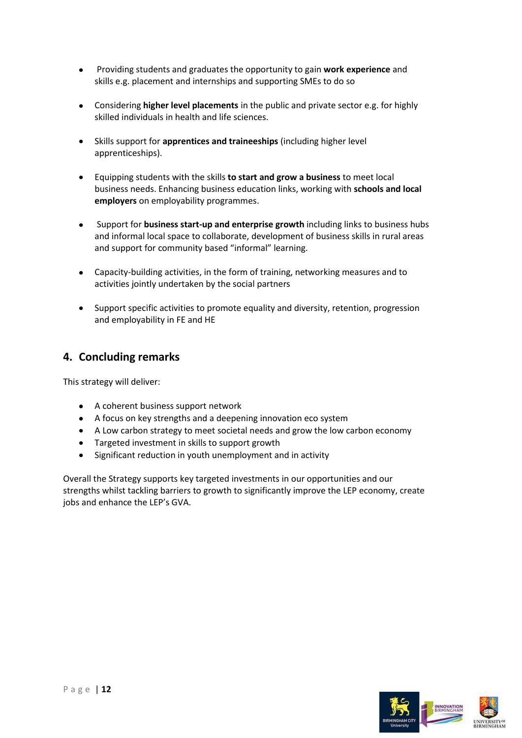- Providing students and graduates the opportunity to gain **work experience** and skills e.g. placement and internships and supporting SMEs to do so

- Considering **higher level placements** in the public and private sector e.g. for highly skilled individuals in health and life sciences.

- Skills support for **apprentices and traineeships** (including higher level apprenticeships).

- Equipping students with the skills **to start and grow a business** to meet local business needs. Enhancing business education links, working with **schools and local employers** on employability programmes.

- Support for **business start-up and enterprise growth** including links to business hubs and informal local space to collaborate, development of business skills in rural areas and support for community based "informal" learning.

- Capacity-building activities, in the form of training, networking measures and to activities jointly undertaken by the social partners

- Support specific activities to promote equality and diversity, retention, progression and employability in FE and HE

## 4. Concluding remarks

This strategy will deliver:

- A coherent business support network
- A focus on key strengths and a deepening innovation eco system
- A Low carbon strategy to meet societal needs and grow the low carbon economy
- Targeted investment in skills to support growth
- Significant reduction in youth unemployment and in activity

Overall the Strategy supports key targeted investments in our opportunities and our strengths whilst tackling barriers to growth to significantly improve the LEP economy, create jobs and enhance the LEP's GVA.